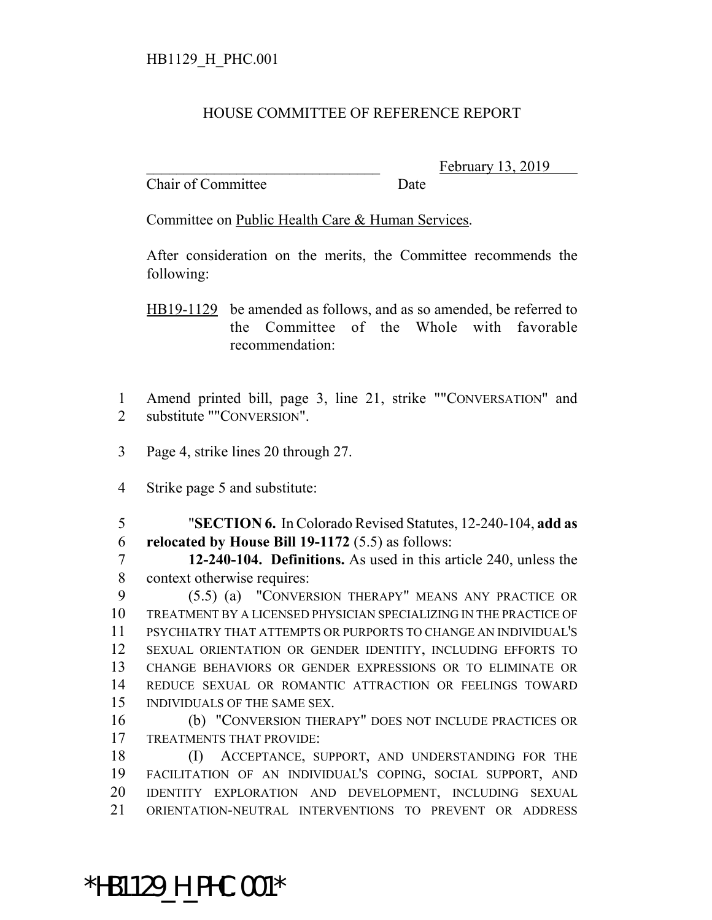HB1129_H_PHC.001

HOUSE COMMITTEE OF REFERENCE REPORT

\_\_\_\_\_\_\_\_\_\_\_\_\_\_\_\_\_\_\_\_\_\_\_\_\_\_\_\_\_\_\_\_ February 13, 2019
Chair of Committee Date

Committee on Public Health Care & Human Services.

After consideration on the merits, the Committee recommends the following:

HB19-1129 be amended as follows, and as so amended, be referred to the Committee of the Whole with favorable recommendation:

1 Amend printed bill, page 3, line 21, strike ""CONVERSATION" and
2 substitute ""CONVERSION".

3 Page 4, strike lines 20 through 27.

4 Strike page 5 and substitute:

5 "**SECTION 6.** In Colorado Revised Statutes, 12-240-104, **add as**
6 **relocated by House Bill 19-1172** (5.5) as follows:
7 **12-240-104. Definitions.** As used in this article 240, unless the
8 context otherwise requires:
9 (5.5) (a) "CONVERSION THERAPY" MEANS ANY PRACTICE OR
10 TREATMENT BY A LICENSED PHYSICIAN SPECIALIZING IN THE PRACTICE OF
11 PSYCHIATRY THAT ATTEMPTS OR PURPORTS TO CHANGE AN INDIVIDUAL'S
12 SEXUAL ORIENTATION OR GENDER IDENTITY, INCLUDING EFFORTS TO
13 CHANGE BEHAVIORS OR GENDER EXPRESSIONS OR TO ELIMINATE OR
14 REDUCE SEXUAL OR ROMANTIC ATTRACTION OR FEELINGS TOWARD
15 INDIVIDUALS OF THE SAME SEX.
16 (b) "CONVERSION THERAPY" DOES NOT INCLUDE PRACTICES OR
17 TREATMENTS THAT PROVIDE:
18 (I) ACCEPTANCE, SUPPORT, AND UNDERSTANDING FOR THE
19 FACILITATION OF AN INDIVIDUAL'S COPING, SOCIAL SUPPORT, AND
20 IDENTITY EXPLORATION AND DEVELOPMENT, INCLUDING SEXUAL
21 ORIENTATION-NEUTRAL INTERVENTIONS TO PREVENT OR ADDRESS

*HB1129_H_PHC.001*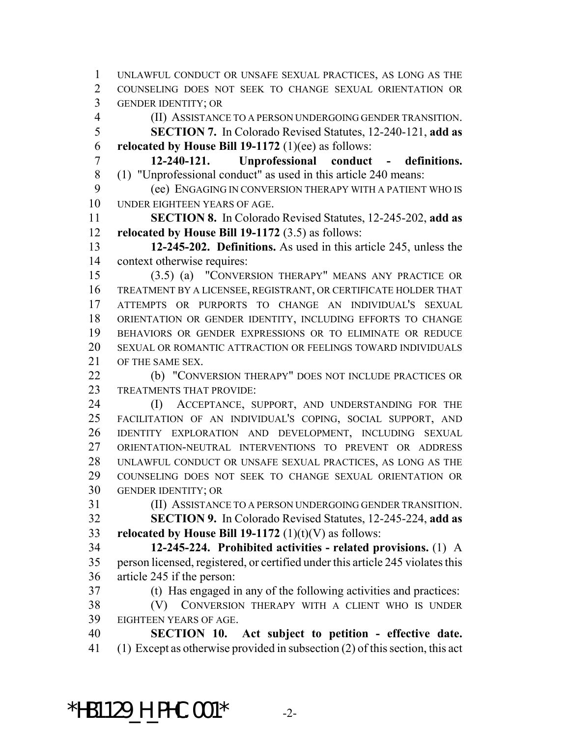UNLAWFUL CONDUCT OR UNSAFE SEXUAL PRACTICES, AS LONG AS THE COUNSELING DOES NOT SEEK TO CHANGE SEXUAL ORIENTATION OR GENDER IDENTITY; OR

(II) ASSISTANCE TO A PERSON UNDERGOING GENDER TRANSITION.

**SECTION 7.** In Colorado Revised Statutes, 12-240-121, **add as relocated by House Bill 19-1172** (1)(ee) as follows:

**12-240-121. Unprofessional conduct - definitions.** (1) "Unprofessional conduct" as used in this article 240 means:

(ee) ENGAGING IN CONVERSION THERAPY WITH A PATIENT WHO IS UNDER EIGHTEEN YEARS OF AGE.

**SECTION 8.** In Colorado Revised Statutes, 12-245-202, **add as relocated by House Bill 19-1172** (3.5) as follows:

**12-245-202. Definitions.** As used in this article 245, unless the context otherwise requires:

(3.5) (a) "CONVERSION THERAPY" MEANS ANY PRACTICE OR TREATMENT BY A LICENSEE, REGISTRANT, OR CERTIFICATE HOLDER THAT ATTEMPTS OR PURPORTS TO CHANGE AN INDIVIDUAL'S SEXUAL ORIENTATION OR GENDER IDENTITY, INCLUDING EFFORTS TO CHANGE BEHAVIORS OR GENDER EXPRESSIONS OR TO ELIMINATE OR REDUCE SEXUAL OR ROMANTIC ATTRACTION OR FEELINGS TOWARD INDIVIDUALS OF THE SAME SEX.

(b) "CONVERSION THERAPY" DOES NOT INCLUDE PRACTICES OR TREATMENTS THAT PROVIDE:

(I) ACCEPTANCE, SUPPORT, AND UNDERSTANDING FOR THE FACILITATION OF AN INDIVIDUAL'S COPING, SOCIAL SUPPORT, AND IDENTITY EXPLORATION AND DEVELOPMENT, INCLUDING SEXUAL ORIENTATION-NEUTRAL INTERVENTIONS TO PREVENT OR ADDRESS UNLAWFUL CONDUCT OR UNSAFE SEXUAL PRACTICES, AS LONG AS THE COUNSELING DOES NOT SEEK TO CHANGE SEXUAL ORIENTATION OR GENDER IDENTITY; OR

(II) ASSISTANCE TO A PERSON UNDERGOING GENDER TRANSITION.

**SECTION 9.** In Colorado Revised Statutes, 12-245-224, **add as relocated by House Bill 19-1172** (1)(t)(V) as follows:

**12-245-224. Prohibited activities - related provisions.** (1) A person licensed, registered, or certified under this article 245 violates this article 245 if the person:

(t) Has engaged in any of the following activities and practices:

(V) CONVERSION THERAPY WITH A CLIENT WHO IS UNDER EIGHTEEN YEARS OF AGE.

**SECTION 10. Act subject to petition - effective date.** (1) Except as otherwise provided in subsection (2) of this section, this act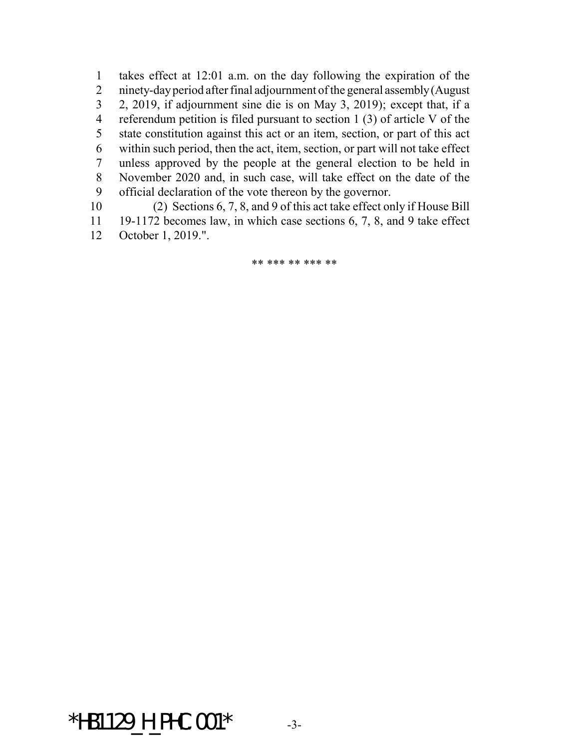takes effect at 12:01 a.m. on the day following the expiration of the ninety-day period after final adjournment of the general assembly (August 2, 2019, if adjournment sine die is on May 3, 2019); except that, if a referendum petition is filed pursuant to section 1 (3) of article V of the state constitution against this act or an item, section, or part of this act within such period, then the act, item, section, or part will not take effect unless approved by the people at the general election to be held in November 2020 and, in such case, will take effect on the date of the official declaration of the vote thereon by the governor.

(2) Sections 6, 7, 8, and 9 of this act take effect only if House Bill 19-1172 becomes law, in which case sections 6, 7, 8, and 9 take effect October 1, 2019.".

** *** ** *** **

*HB1129_H_PHC.001*